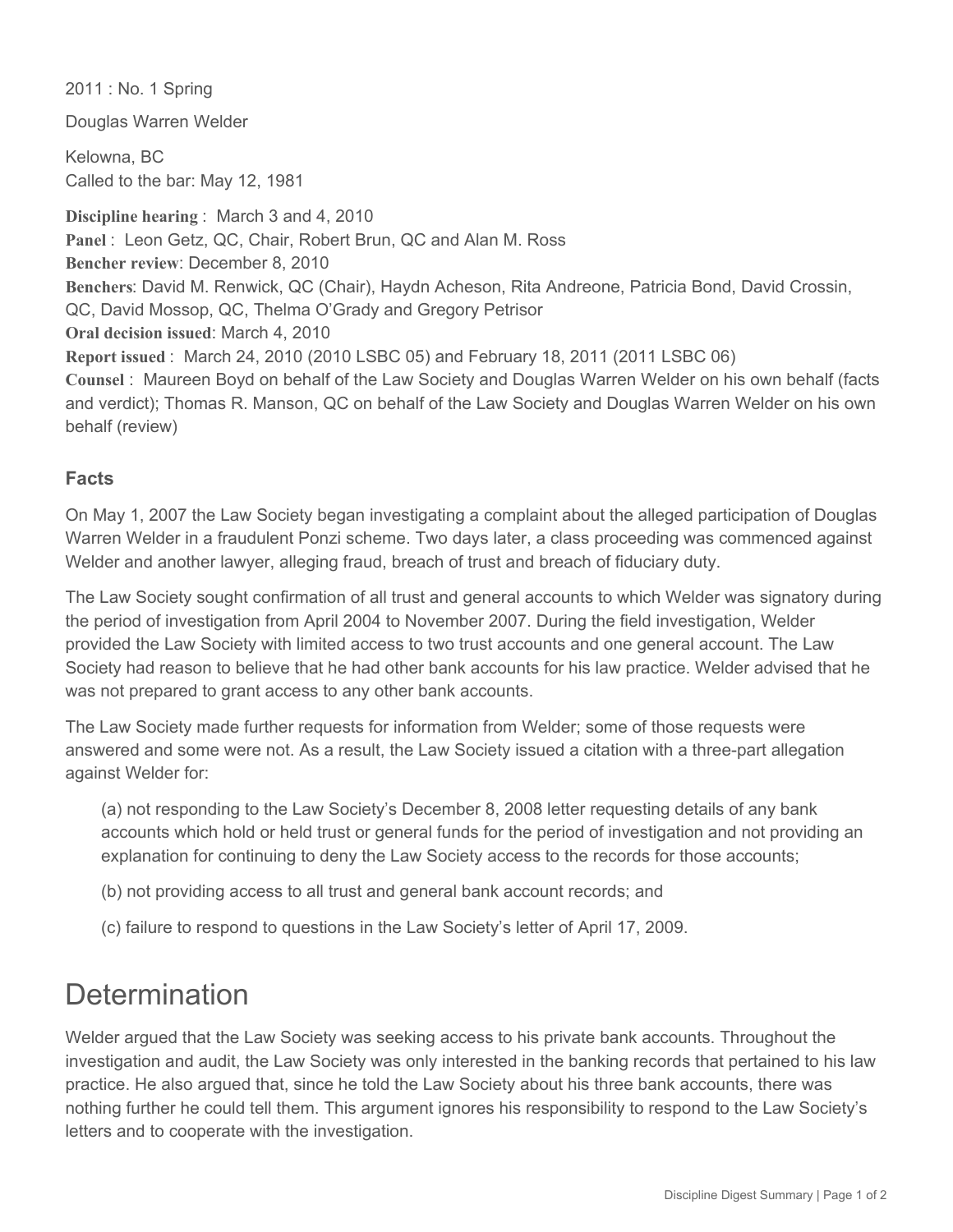2011 : No. 1 Spring

Douglas Warren Welder

Kelowna, BC
Called to the bar: May 12, 1981

**Discipline hearing** : March 3 and 4, 2010
**Panel** : Leon Getz, QC, Chair, Robert Brun, QC and Alan M. Ross
**Bencher review**: December 8, 2010
**Benchers**: David M. Renwick, QC (Chair), Haydn Acheson, Rita Andreone, Patricia Bond, David Crossin, QC, David Mossop, QC, Thelma O'Grady and Gregory Petrisor
**Oral decision issued**: March 4, 2010
**Report issued** : March 24, 2010 (2010 LSBC 05) and February 18, 2011 (2011 LSBC 06)
**Counsel** : Maureen Boyd on behalf of the Law Society and Douglas Warren Welder on his own behalf (facts and verdict); Thomas R. Manson, QC on behalf of the Law Society and Douglas Warren Welder on his own behalf (review)

### Facts

On May 1, 2007 the Law Society began investigating a complaint about the alleged participation of Douglas Warren Welder in a fraudulent Ponzi scheme. Two days later, a class proceeding was commenced against Welder and another lawyer, alleging fraud, breach of trust and breach of fiduciary duty.

The Law Society sought confirmation of all trust and general accounts to which Welder was signatory during the period of investigation from April 2004 to November 2007. During the field investigation, Welder provided the Law Society with limited access to two trust accounts and one general account. The Law Society had reason to believe that he had other bank accounts for his law practice. Welder advised that he was not prepared to grant access to any other bank accounts.

The Law Society made further requests for information from Welder; some of those requests were answered and some were not. As a result, the Law Society issued a citation with a three-part allegation against Welder for:

(a) not responding to the Law Society's December 8, 2008 letter requesting details of any bank accounts which hold or held trust or general funds for the period of investigation and not providing an explanation for continuing to deny the Law Society access to the records for those accounts;

(b) not providing access to all trust and general bank account records; and

(c) failure to respond to questions in the Law Society's letter of April 17, 2009.

## Determination

Welder argued that the Law Society was seeking access to his private bank accounts. Throughout the investigation and audit, the Law Society was only interested in the banking records that pertained to his law practice. He also argued that, since he told the Law Society about his three bank accounts, there was nothing further he could tell them. This argument ignores his responsibility to respond to the Law Society's letters and to cooperate with the investigation.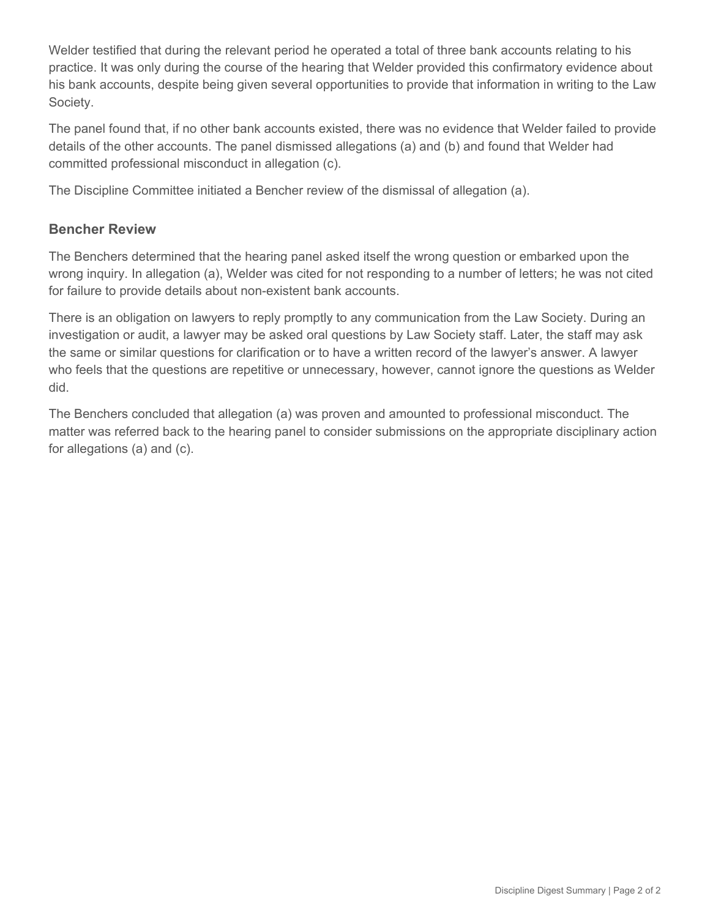Welder testified that during the relevant period he operated a total of three bank accounts relating to his practice. It was only during the course of the hearing that Welder provided this confirmatory evidence about his bank accounts, despite being given several opportunities to provide that information in writing to the Law Society.

The panel found that, if no other bank accounts existed, there was no evidence that Welder failed to provide details of the other accounts. The panel dismissed allegations (a) and (b) and found that Welder had committed professional misconduct in allegation (c).

The Discipline Committee initiated a Bencher review of the dismissal of allegation (a).

## Bencher Review

The Benchers determined that the hearing panel asked itself the wrong question or embarked upon the wrong inquiry. In allegation (a), Welder was cited for not responding to a number of letters; he was not cited for failure to provide details about non-existent bank accounts.

There is an obligation on lawyers to reply promptly to any communication from the Law Society. During an investigation or audit, a lawyer may be asked oral questions by Law Society staff. Later, the staff may ask the same or similar questions for clarification or to have a written record of the lawyer's answer. A lawyer who feels that the questions are repetitive or unnecessary, however, cannot ignore the questions as Welder did.

The Benchers concluded that allegation (a) was proven and amounted to professional misconduct. The matter was referred back to the hearing panel to consider submissions on the appropriate disciplinary action for allegations (a) and (c).